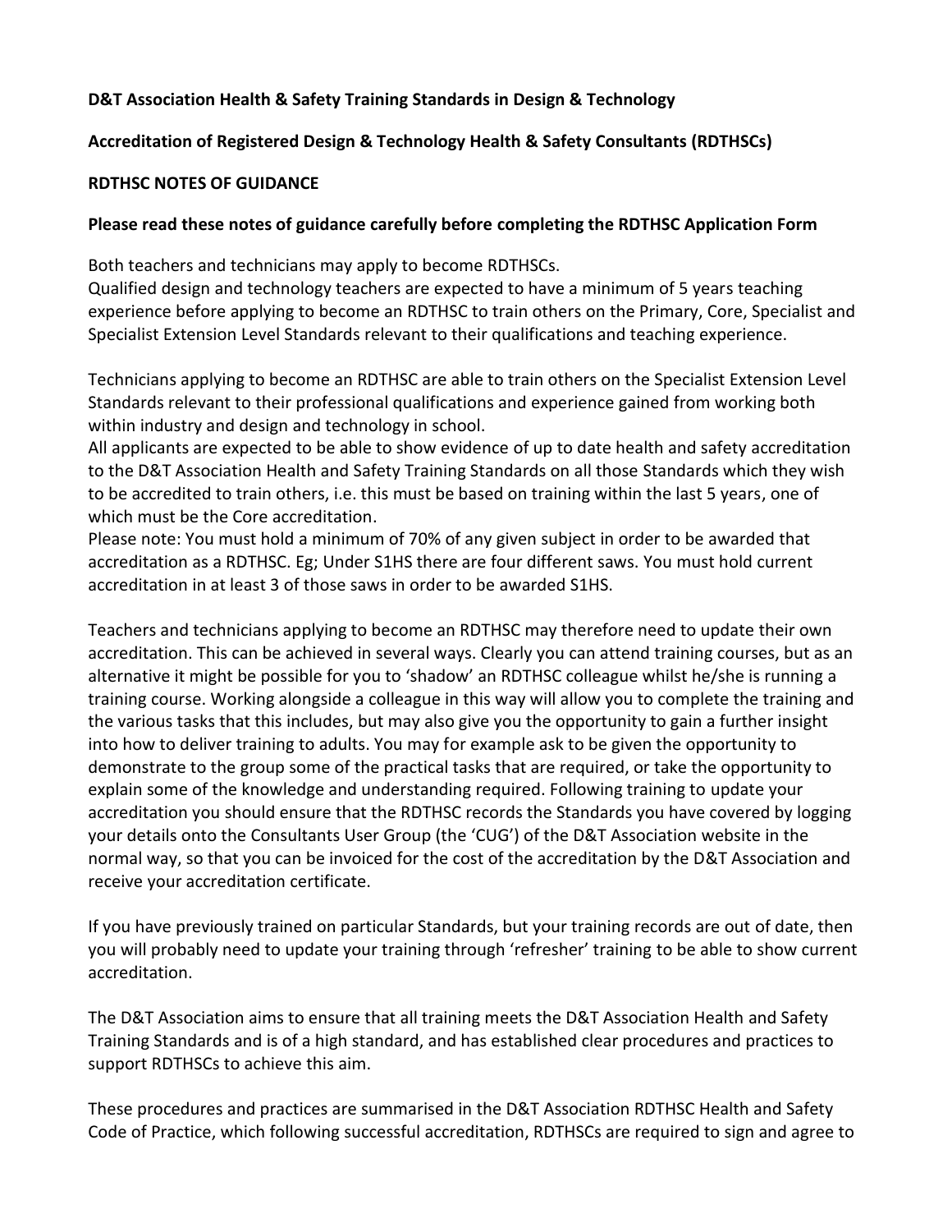**D&T Association Health & Safety Training Standards in Design & Technology**

**Accreditation of Registered Design & Technology Health & Safety Consultants (RDTHSCs)**

**RDTHSC NOTES OF GUIDANCE**

**Please read these notes of guidance carefully before completing the RDTHSC Application Form**

Both teachers and technicians may apply to become RDTHSCs.
Qualified design and technology teachers are expected to have a minimum of 5 years teaching experience before applying to become an RDTHSC to train others on the Primary, Core, Specialist and Specialist Extension Level Standards relevant to their qualifications and teaching experience.

Technicians applying to become an RDTHSC are able to train others on the Specialist Extension Level Standards relevant to their professional qualifications and experience gained from working both within industry and design and technology in school.
All applicants are expected to be able to show evidence of up to date health and safety accreditation to the D&T Association Health and Safety Training Standards on all those Standards which they wish to be accredited to train others, i.e. this must be based on training within the last 5 years, one of which must be the Core accreditation.
Please note: You must hold a minimum of 70% of any given subject in order to be awarded that accreditation as a RDTHSC. Eg; Under S1HS there are four different saws. You must hold current accreditation in at least 3 of those saws in order to be awarded S1HS.

Teachers and technicians applying to become an RDTHSC may therefore need to update their own accreditation. This can be achieved in several ways. Clearly you can attend training courses, but as an alternative it might be possible for you to 'shadow' an RDTHSC colleague whilst he/she is running a training course. Working alongside a colleague in this way will allow you to complete the training and the various tasks that this includes, but may also give you the opportunity to gain a further insight into how to deliver training to adults. You may for example ask to be given the opportunity to demonstrate to the group some of the practical tasks that are required, or take the opportunity to explain some of the knowledge and understanding required. Following training to update your accreditation you should ensure that the RDTHSC records the Standards you have covered by logging your details onto the Consultants User Group (the 'CUG') of the D&T Association website in the normal way, so that you can be invoiced for the cost of the accreditation by the D&T Association and receive your accreditation certificate.

If you have previously trained on particular Standards, but your training records are out of date, then you will probably need to update your training through 'refresher' training to be able to show current accreditation.

The D&T Association aims to ensure that all training meets the D&T Association Health and Safety Training Standards and is of a high standard, and has established clear procedures and practices to support RDTHSCs to achieve this aim.

These procedures and practices are summarised in the D&T Association RDTHSC Health and Safety Code of Practice, which following successful accreditation, RDTHSCs are required to sign and agree to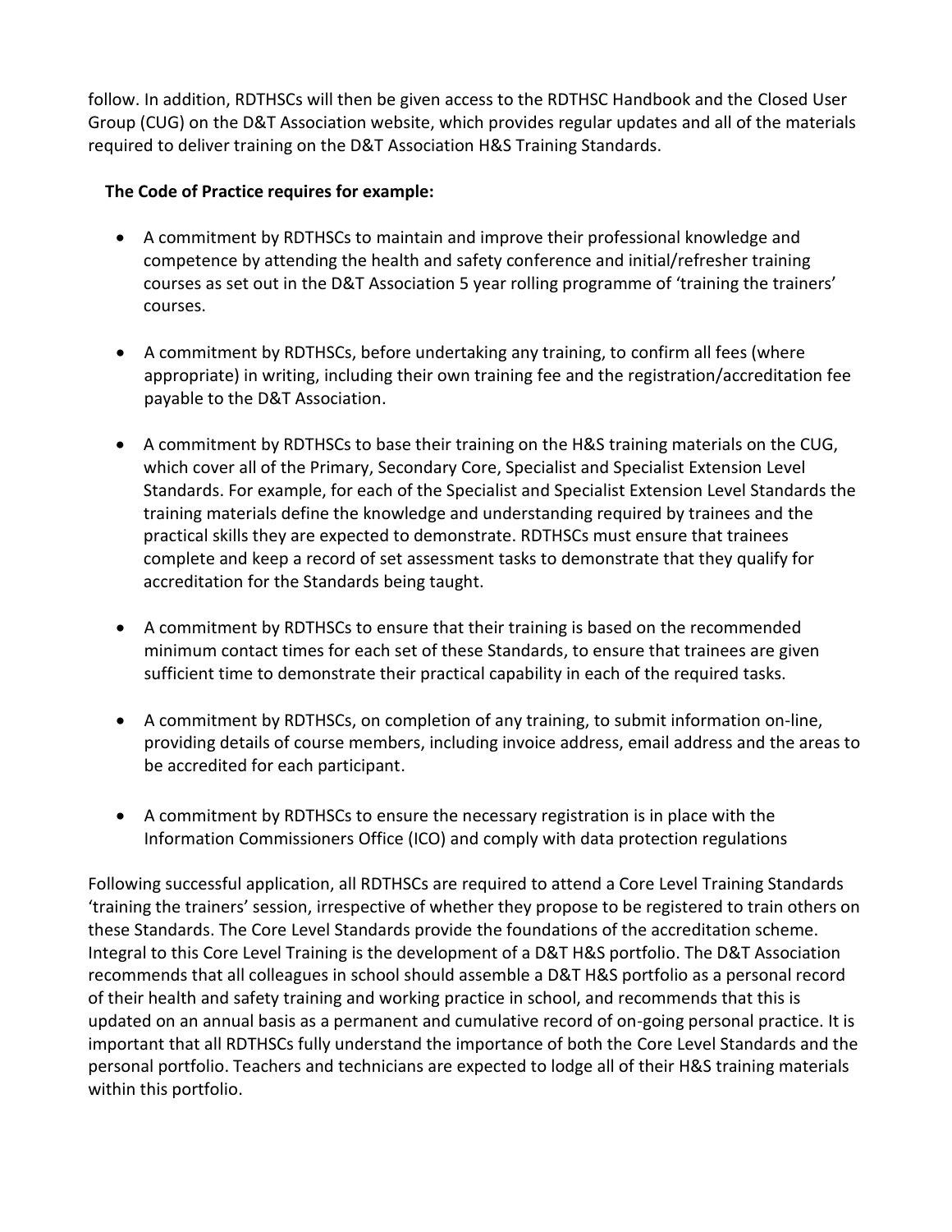follow. In addition, RDTHSCs will then be given access to the RDTHSC Handbook and the Closed User Group (CUG) on the D&T Association website, which provides regular updates and all of the materials required to deliver training on the D&T Association H&S Training Standards.

**The Code of Practice requires for example:**

- A commitment by RDTHSCs to maintain and improve their professional knowledge and competence by attending the health and safety conference and initial/refresher training courses as set out in the D&T Association 5 year rolling programme of 'training the trainers' courses.

- A commitment by RDTHSCs, before undertaking any training, to confirm all fees (where appropriate) in writing, including their own training fee and the registration/accreditation fee payable to the D&T Association.

- A commitment by RDTHSCs to base their training on the H&S training materials on the CUG, which cover all of the Primary, Secondary Core, Specialist and Specialist Extension Level Standards. For example, for each of the Specialist and Specialist Extension Level Standards the training materials define the knowledge and understanding required by trainees and the practical skills they are expected to demonstrate. RDTHSCs must ensure that trainees complete and keep a record of set assessment tasks to demonstrate that they qualify for accreditation for the Standards being taught.

- A commitment by RDTHSCs to ensure that their training is based on the recommended minimum contact times for each set of these Standards, to ensure that trainees are given sufficient time to demonstrate their practical capability in each of the required tasks.

- A commitment by RDTHSCs, on completion of any training, to submit information on-line, providing details of course members, including invoice address, email address and the areas to be accredited for each participant.

- A commitment by RDTHSCs to ensure the necessary registration is in place with the Information Commissioners Office (ICO) and comply with data protection regulations

Following successful application, all RDTHSCs are required to attend a Core Level Training Standards 'training the trainers' session, irrespective of whether they propose to be registered to train others on these Standards. The Core Level Standards provide the foundations of the accreditation scheme. Integral to this Core Level Training is the development of a D&T H&S portfolio. The D&T Association recommends that all colleagues in school should assemble a D&T H&S portfolio as a personal record of their health and safety training and working practice in school, and recommends that this is updated on an annual basis as a permanent and cumulative record of on-going personal practice. It is important that all RDTHSCs fully understand the importance of both the Core Level Standards and the personal portfolio. Teachers and technicians are expected to lodge all of their H&S training materials within this portfolio.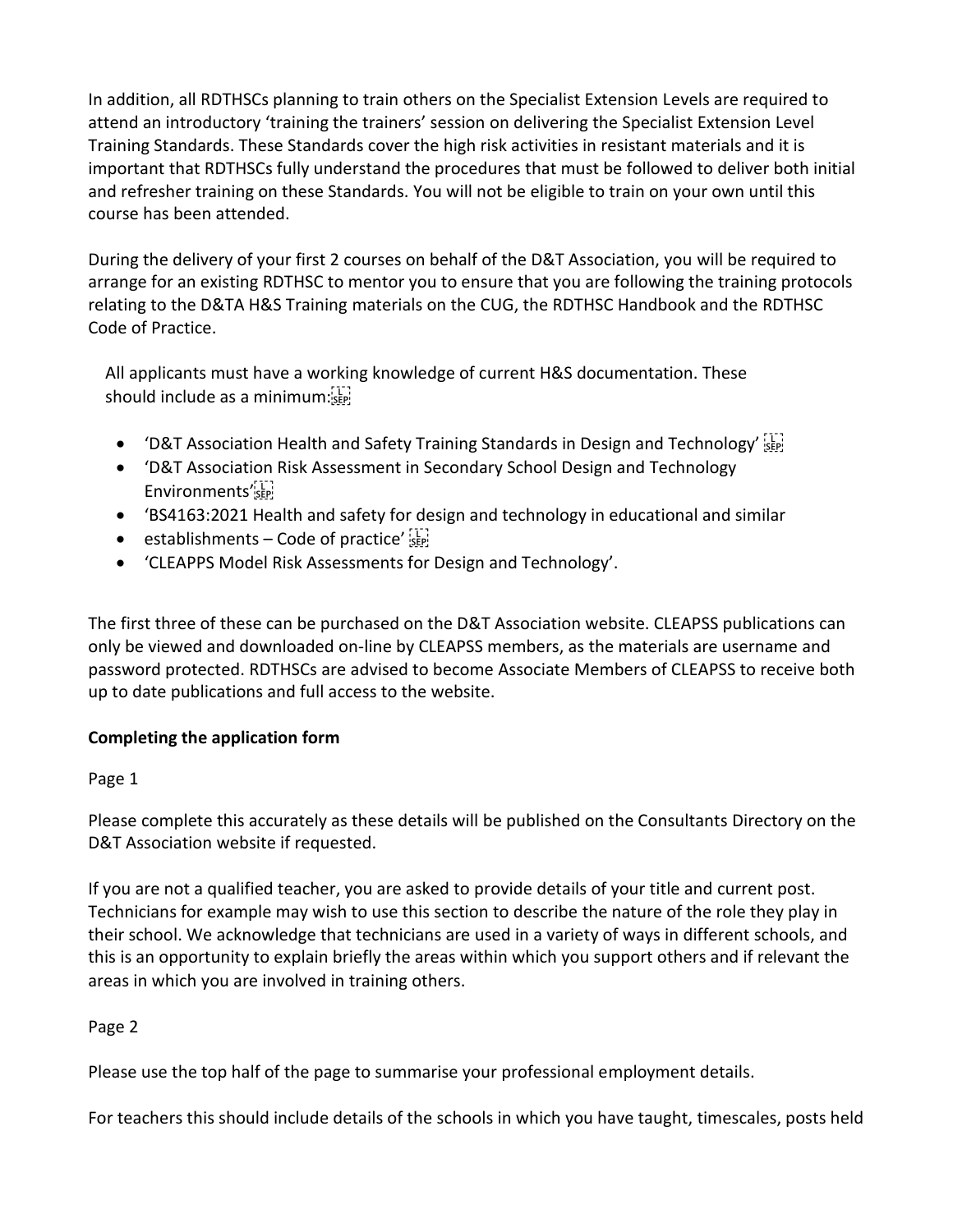In addition, all RDTHSCs planning to train others on the Specialist Extension Levels are required to attend an introductory 'training the trainers' session on delivering the Specialist Extension Level Training Standards. These Standards cover the high risk activities in resistant materials and it is important that RDTHSCs fully understand the procedures that must be followed to deliver both initial and refresher training on these Standards. You will not be eligible to train on your own until this course has been attended.

During the delivery of your first 2 courses on behalf of the D&T Association, you will be required to arrange for an existing RDTHSC to mentor you to ensure that you are following the training protocols relating to the D&TA H&S Training materials on the CUG, the RDTHSC Handbook and the RDTHSC Code of Practice.

All applicants must have a working knowledge of current H&S documentation. These should include as a minimum:

- 'D&T Association Health and Safety Training Standards in Design and Technology'
- 'D&T Association Risk Assessment in Secondary School Design and Technology Environments'
- 'BS4163:2021 Health and safety for design and technology in educational and similar
- establishments – Code of practice'
- 'CLEAPPS Model Risk Assessments for Design and Technology'.

The first three of these can be purchased on the D&T Association website. CLEAPSS publications can only be viewed and downloaded on-line by CLEAPSS members, as the materials are username and password protected. RDTHSCs are advised to become Associate Members of CLEAPSS to receive both up to date publications and full access to the website.

**Completing the application form**

Page 1

Please complete this accurately as these details will be published on the Consultants Directory on the D&T Association website if requested.

If you are not a qualified teacher, you are asked to provide details of your title and current post. Technicians for example may wish to use this section to describe the nature of the role they play in their school. We acknowledge that technicians are used in a variety of ways in different schools, and this is an opportunity to explain briefly the areas within which you support others and if relevant the areas in which you are involved in training others.

Page 2

Please use the top half of the page to summarise your professional employment details.

For teachers this should include details of the schools in which you have taught, timescales, posts held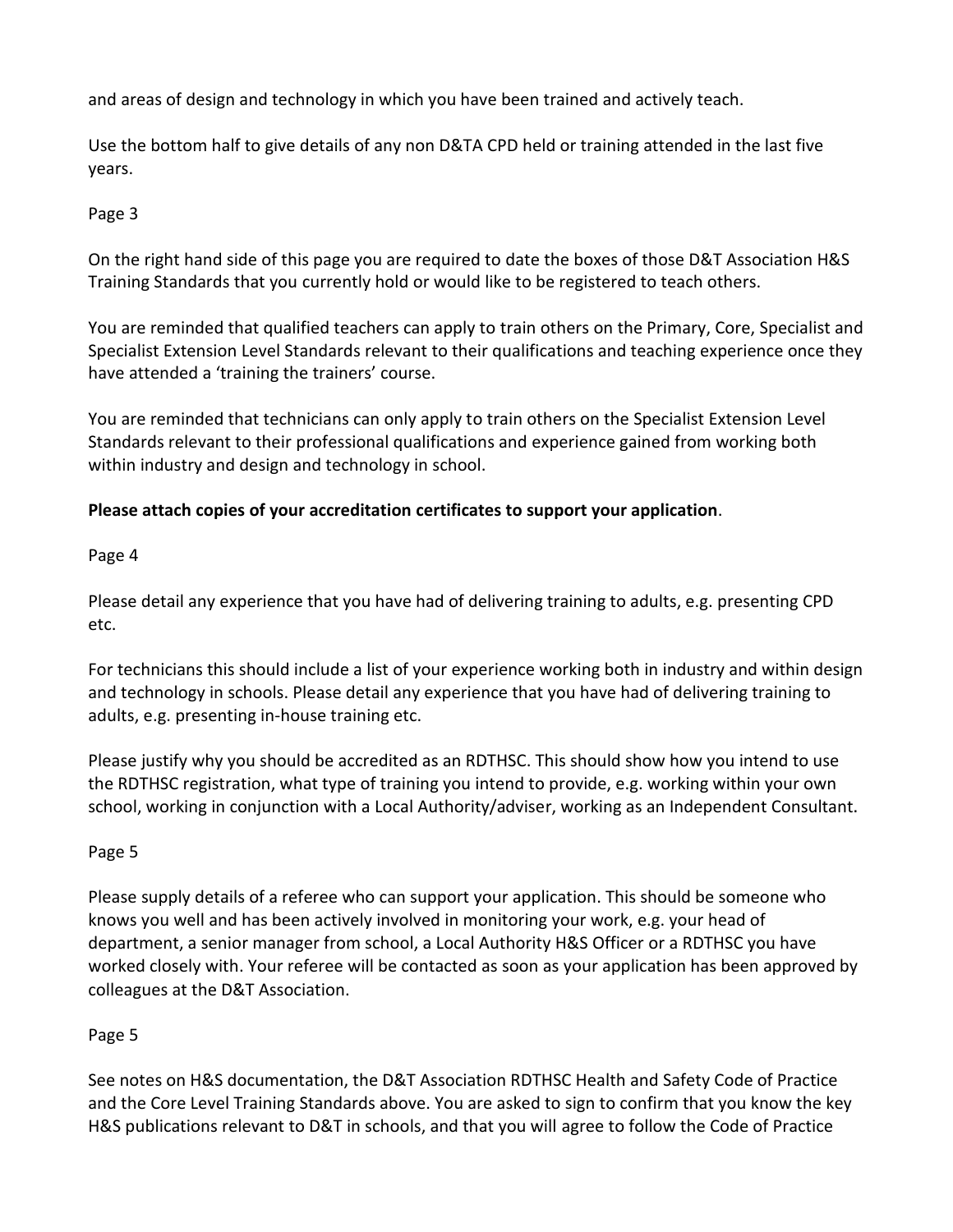and areas of design and technology in which you have been trained and actively teach.

Use the bottom half to give details of any non D&TA CPD held or training attended in the last five years.

Page 3

On the right hand side of this page you are required to date the boxes of those D&T Association H&S Training Standards that you currently hold or would like to be registered to teach others.

You are reminded that qualified teachers can apply to train others on the Primary, Core, Specialist and Specialist Extension Level Standards relevant to their qualifications and teaching experience once they have attended a 'training the trainers' course.

You are reminded that technicians can only apply to train others on the Specialist Extension Level Standards relevant to their professional qualifications and experience gained from working both within industry and design and technology in school.

**Please attach copies of your accreditation certificates to support your application**.

Page 4

Please detail any experience that you have had of delivering training to adults, e.g. presenting CPD etc.

For technicians this should include a list of your experience working both in industry and within design and technology in schools. Please detail any experience that you have had of delivering training to adults, e.g. presenting in-house training etc.

Please justify why you should be accredited as an RDTHSC. This should show how you intend to use the RDTHSC registration, what type of training you intend to provide, e.g. working within your own school, working in conjunction with a Local Authority/adviser, working as an Independent Consultant.

Page 5

Please supply details of a referee who can support your application. This should be someone who knows you well and has been actively involved in monitoring your work, e.g. your head of department, a senior manager from school, a Local Authority H&S Officer or a RDTHSC you have worked closely with. Your referee will be contacted as soon as your application has been approved by colleagues at the D&T Association.

Page 5

See notes on H&S documentation, the D&T Association RDTHSC Health and Safety Code of Practice and the Core Level Training Standards above. You are asked to sign to confirm that you know the key H&S publications relevant to D&T in schools, and that you will agree to follow the Code of Practice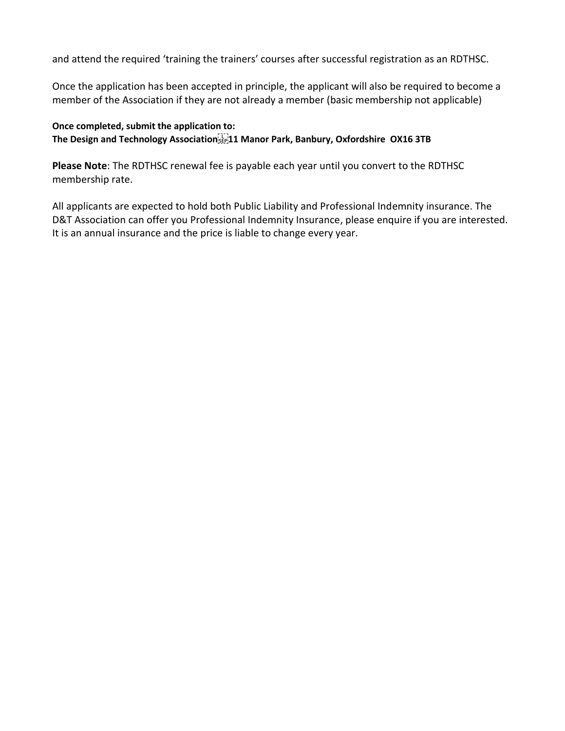and attend the required 'training the trainers' courses after successful registration as an RDTHSC.

Once the application has been accepted in principle, the applicant will also be required to become a member of the Association if they are not already a member (basic membership not applicable)

**Once completed, submit the application to:**
**The Design and Technology Association 11 Manor Park, Banbury, Oxfordshire OX16 3TB**

**Please Note**: The RDTHSC renewal fee is payable each year until you convert to the RDTHSC membership rate.

All applicants are expected to hold both Public Liability and Professional Indemnity insurance. The D&T Association can offer you Professional Indemnity Insurance, please enquire if you are interested. It is an annual insurance and the price is liable to change every year.